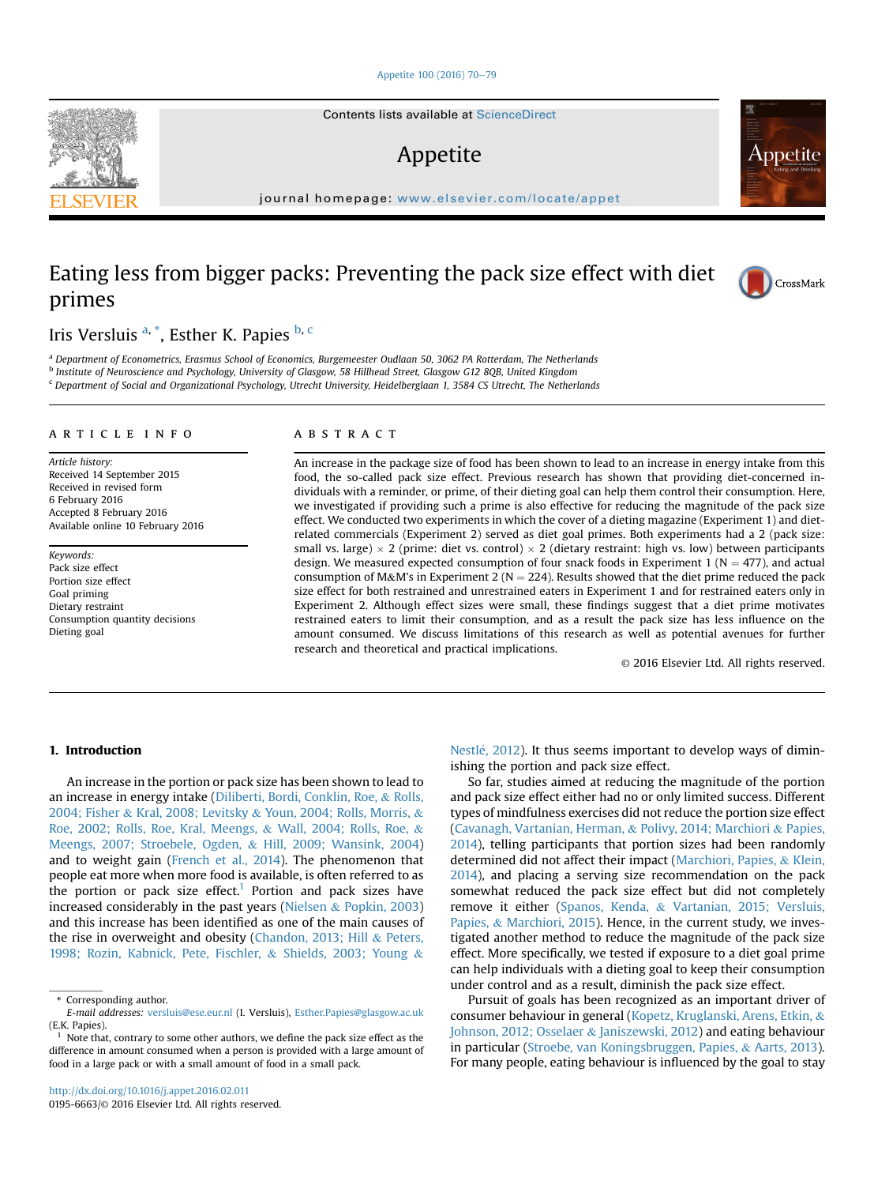# Eating less from bigger packs: Preventing the pack size effect with diet primes

Iris Versluis [a, *], Esther K. Papies [b, c]

[a] Department of Econometrics, Erasmus School of Economics, Burgemeester Oudlaan 50, 3062 PA Rotterdam, The Netherlands
[b] Institute of Neuroscience and Psychology, University of Glasgow, 58 Hillhead Street, Glasgow G12 8QB, United Kingdom
[c] Department of Social and Organizational Psychology, Utrecht University, Heidelberglaan 1, 3584 CS Utrecht, The Netherlands

## ARTICLE INFO

*Article history:*
Received 14 September 2015
Received in revised form
6 February 2016
Accepted 8 February 2016
Available online 10 February 2016

*Keywords:*
Pack size effect
Portion size effect
Goal priming
Dietary restraint
Consumption quantity decisions
Dieting goal

## ABSTRACT

An increase in the package size of food has been shown to lead to an increase in energy intake from this food, the so-called pack size effect. Previous research has shown that providing diet-concerned individuals with a reminder, or prime, of their dieting goal can help them control their consumption. Here, we investigated if providing such a prime is also effective for reducing the magnitude of the pack size effect. We conducted two experiments in which the cover of a dieting magazine (Experiment 1) and diet-related commercials (Experiment 2) served as diet goal primes. Both experiments had a 2 (pack size: small vs. large) × 2 (prime: diet vs. control) × 2 (dietary restraint: high vs. low) between participants design. We measured expected consumption of four snack foods in Experiment 1 (N = 477), and actual consumption of M&M's in Experiment 2 (N = 224). Results showed that the diet prime reduced the pack size effect for both restrained and unrestrained eaters in Experiment 1 and for restrained eaters only in Experiment 2. Although effect sizes were small, these findings suggest that a diet prime motivates restrained eaters to limit their consumption, and as a result the pack size has less influence on the amount consumed. We discuss limitations of this research as well as potential avenues for further research and theoretical and practical implications.

© 2016 Elsevier Ltd. All rights reserved.

## 1. Introduction

An increase in the portion or pack size has been shown to lead to an increase in energy intake (Diliberti, Bordi, Conklin, Roe, & Rolls, 2004; Fisher & Kral, 2008; Levitsky & Youn, 2004; Rolls, Morris, & Roe, 2002; Rolls, Roe, Kral, Meengs, & Wall, 2004; Rolls, Roe, & Meengs, 2007; Stroebele, Ogden, & Hill, 2009; Wansink, 2004) and to weight gain (French et al., 2014). The phenomenon that people eat more when more food is available, is often referred to as the portion or pack size effect.[1] Portion and pack sizes have increased considerably in the past years (Nielsen & Popkin, 2003) and this increase has been identified as one of the main causes of the rise in overweight and obesity (Chandon, 2013; Hill & Peters, 1998; Rozin, Kabnick, Pete, Fischler, & Shields, 2003; Young & Nestlé, 2012). It thus seems important to develop ways of diminishing the portion and pack size effect.

So far, studies aimed at reducing the magnitude of the portion and pack size effect either had no or only limited success. Different types of mindfulness exercises did not reduce the portion size effect (Cavanagh, Vartanian, Herman, & Polivy, 2014; Marchiori & Papies, 2014), telling participants that portion sizes had been randomly determined did not affect their impact (Marchiori, Papies, & Klein, 2014), and placing a serving size recommendation on the pack somewhat reduced the pack size effect but did not completely remove it either (Spanos, Kenda, & Vartanian, 2015; Versluis, Papies, & Marchiori, 2015). Hence, in the current study, we investigated another method to reduce the magnitude of the pack size effect. More specifically, we tested if exposure to a diet goal prime can help individuals with a dieting goal to keep their consumption under control and as a result, diminish the pack size effect.

Pursuit of goals has been recognized as an important driver of consumer behaviour in general (Kopetz, Kruglanski, Arens, Etkin, & Johnson, 2012; Osselaer & Janiszewski, 2012) and eating behaviour in particular (Stroebe, van Koningsbruggen, Papies, & Aarts, 2013). For many people, eating behaviour is influenced by the goal to stay

\* Corresponding author.
*E-mail addresses:* versluis@ese.eur.nl (I. Versluis), Esther.Papies@glasgow.ac.uk (E.K. Papies).

[1] Note that, contrary to some other authors, we define the pack size effect as the difference in amount consumed when a person is provided with a large amount of food in a large pack or with a small amount of food in a small pack.

http://dx.doi.org/10.1016/j.appet.2016.02.011
0195-6663/© 2016 Elsevier Ltd. All rights reserved.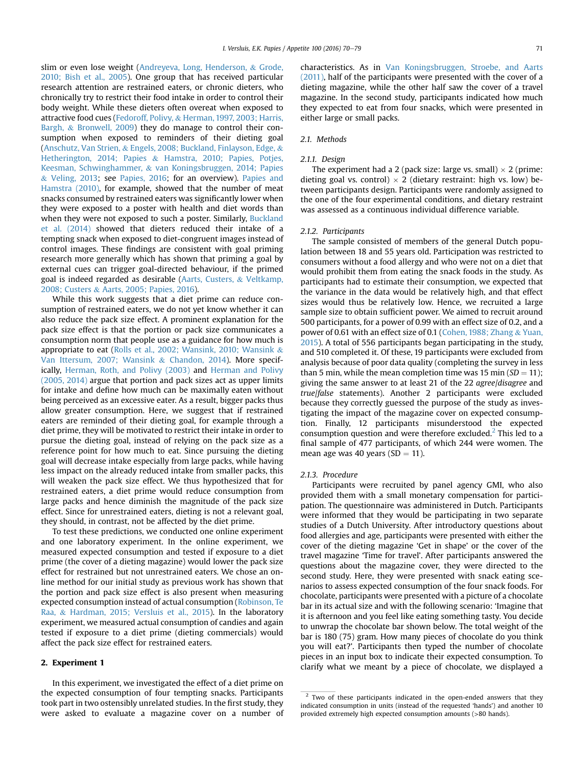slim or even lose weight (Andreyeva, Long, Henderson, & Grode, 2010; Bish et al., 2005). One group that has received particular research attention are restrained eaters, or chronic dieters, who chronically try to restrict their food intake in order to control their body weight. While these dieters often overeat when exposed to attractive food cues (Fedoroff, Polivy, & Herman, 1997, 2003; Harris, Bargh, & Bronwell, 2009) they do manage to control their consumption when exposed to reminders of their dieting goal (Anschutz, Van Strien, & Engels, 2008; Buckland, Finlayson, Edge, & Hetherington, 2014; Papies & Hamstra, 2010; Papies, Potjes, Keesman, Schwinghammer, & van Koningsbruggen, 2014; Papies & Veling, 2013; see Papies, 2016; for an overview). Papies and Hamstra (2010), for example, showed that the number of meat snacks consumed by restrained eaters was significantly lower when they were exposed to a poster with health and diet words than when they were not exposed to such a poster. Similarly, Buckland et al. (2014) showed that dieters reduced their intake of a tempting snack when exposed to diet-congruent images instead of control images. These findings are consistent with goal priming research more generally which has shown that priming a goal by external cues can trigger goal-directed behaviour, if the primed goal is indeed regarded as desirable (Aarts, Custers, & Veltkamp, 2008; Custers & Aarts, 2005; Papies, 2016).

While this work suggests that a diet prime can reduce consumption of restrained eaters, we do not yet know whether it can also reduce the pack size effect. A prominent explanation for the pack size effect is that the portion or pack size communicates a consumption norm that people use as a guidance for how much is appropriate to eat (Rolls et al., 2002; Wansink, 2010; Wansink & Van Ittersum, 2007; Wansink & Chandon, 2014). More specifically, Herman, Roth, and Polivy (2003) and Herman and Polivy (2005, 2014) argue that portion and pack sizes act as upper limits for intake and define how much can be maximally eaten without being perceived as an excessive eater. As a result, bigger packs thus allow greater consumption. Here, we suggest that if restrained eaters are reminded of their dieting goal, for example through a diet prime, they will be motivated to restrict their intake in order to pursue the dieting goal, instead of relying on the pack size as a reference point for how much to eat. Since pursuing the dieting goal will decrease intake especially from large packs, while having less impact on the already reduced intake from smaller packs, this will weaken the pack size effect. We thus hypothesized that for restrained eaters, a diet prime would reduce consumption from large packs and hence diminish the magnitude of the pack size effect. Since for unrestrained eaters, dieting is not a relevant goal, they should, in contrast, not be affected by the diet prime.

To test these predictions, we conducted one online experiment and one laboratory experiment. In the online experiment, we measured expected consumption and tested if exposure to a diet prime (the cover of a dieting magazine) would lower the pack size effect for restrained but not unrestrained eaters. We chose an online method for our initial study as previous work has shown that the portion and pack size effect is also present when measuring expected consumption instead of actual consumption (Robinson, Te Raa, & Hardman, 2015; Versluis et al., 2015). In the laboratory experiment, we measured actual consumption of candies and again tested if exposure to a diet prime (dieting commercials) would affect the pack size effect for restrained eaters.

## 2. Experiment 1

In this experiment, we investigated the effect of a diet prime on the expected consumption of four tempting snacks. Participants took part in two ostensibly unrelated studies. In the first study, they were asked to evaluate a magazine cover on a number of characteristics. As in Van Koningsbruggen, Stroebe, and Aarts (2011), half of the participants were presented with the cover of a dieting magazine, while the other half saw the cover of a travel magazine. In the second study, participants indicated how much they expected to eat from four snacks, which were presented in either large or small packs.

### 2.1. Methods

#### 2.1.1. Design

The experiment had a 2 (pack size: large vs. small) × 2 (prime: dieting goal vs. control) × 2 (dietary restraint: high vs. low) between participants design. Participants were randomly assigned to the one of the four experimental conditions, and dietary restraint was assessed as a continuous individual difference variable.

#### 2.1.2. Participants

The sample consisted of members of the general Dutch population between 18 and 55 years old. Participation was restricted to consumers without a food allergy and who were not on a diet that would prohibit them from eating the snack foods in the study. As participants had to estimate their consumption, we expected that the variance in the data would be relatively high, and that effect sizes would thus be relatively low. Hence, we recruited a large sample size to obtain sufficient power. We aimed to recruit around 500 participants, for a power of 0.99 with an effect size of 0.2, and a power of 0.61 with an effect size of 0.1 (Cohen, 1988; Zhang & Yuan, 2015). A total of 556 participants began participating in the study, and 510 completed it. Of these, 19 participants were excluded from analysis because of poor data quality (completing the survey in less than 5 min, while the mean completion time was 15 min ($SD = 11$); giving the same answer to at least 21 of the 22 *agree/disagree* and *true/false* statements). Another 2 participants were excluded because they correctly guessed the purpose of the study as investigating the impact of the magazine cover on expected consumption. Finally, 12 participants misunderstood the expected consumption question and were therefore excluded.[2] This led to a final sample of 477 participants, of which 244 were women. The mean age was 40 years (SD = 11).

#### 2.1.3. Procedure

Participants were recruited by panel agency GMI, who also provided them with a small monetary compensation for participation. The questionnaire was administered in Dutch. Participants were informed that they would be participating in two separate studies of a Dutch University. After introductory questions about food allergies and age, participants were presented with either the cover of the dieting magazine 'Get in shape' or the cover of the travel magazine 'Time for travel'. After participants answered the questions about the magazine cover, they were directed to the second study. Here, they were presented with snack eating scenarios to assess expected consumption of the four snack foods. For chocolate, participants were presented with a picture of a chocolate bar in its actual size and with the following scenario: 'Imagine that it is afternoon and you feel like eating something tasty. You decide to unwrap the chocolate bar shown below. The total weight of the bar is 180 (75) gram. How many pieces of chocolate do you think you will eat?'. Participants then typed the number of chocolate pieces in an input box to indicate their expected consumption. To clarify what we meant by a piece of chocolate, we displayed a

[2] Two of these participants indicated in the open-ended answers that they indicated consumption in units (instead of the requested 'hands') and another 10 provided extremely high expected consumption amounts (>80 hands).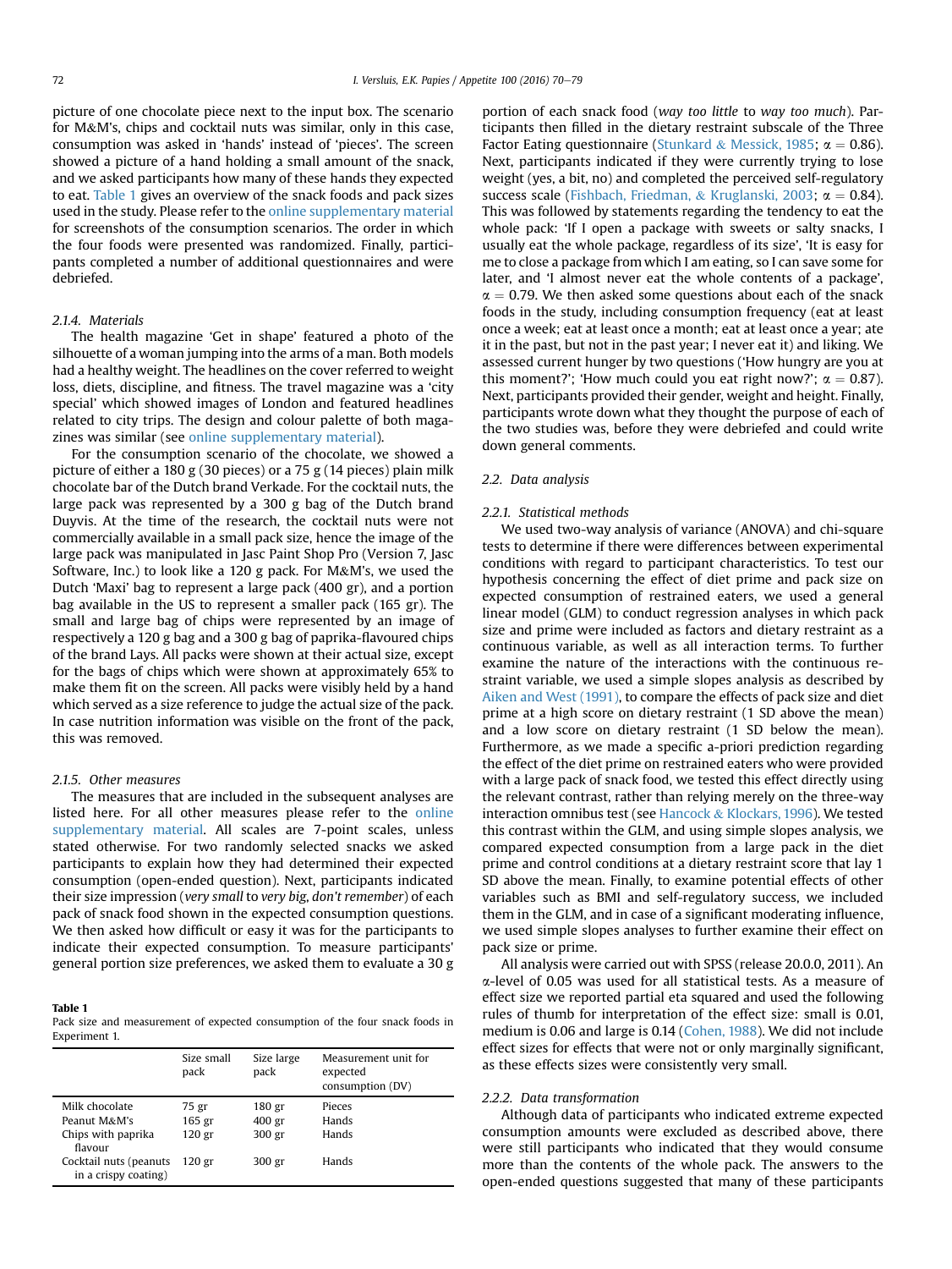picture of one chocolate piece next to the input box. The scenario for M&M's, chips and cocktail nuts was similar, only in this case, consumption was asked in 'hands' instead of 'pieces'. The screen showed a picture of a hand holding a small amount of the snack, and we asked participants how many of these hands they expected to eat. Table 1 gives an overview of the snack foods and pack sizes used in the study. Please refer to the online supplementary material for screenshots of the consumption scenarios. The order in which the four foods were presented was randomized. Finally, participants completed a number of additional questionnaires and were debriefed.

#### 2.1.4. Materials

The health magazine 'Get in shape' featured a photo of the silhouette of a woman jumping into the arms of a man. Both models had a healthy weight. The headlines on the cover referred to weight loss, diets, discipline, and fitness. The travel magazine was a 'city special' which showed images of London and featured headlines related to city trips. The design and colour palette of both magazines was similar (see online supplementary material).

For the consumption scenario of the chocolate, we showed a picture of either a 180 g (30 pieces) or a 75 g (14 pieces) plain milk chocolate bar of the Dutch brand Verkade. For the cocktail nuts, the large pack was represented by a 300 g bag of the Dutch brand Duyvis. At the time of the research, the cocktail nuts were not commercially available in a small pack size, hence the image of the large pack was manipulated in Jasc Paint Shop Pro (Version 7, Jasc Software, Inc.) to look like a 120 g pack. For M&M's, we used the Dutch 'Maxi' bag to represent a large pack (400 gr), and a portion bag available in the US to represent a smaller pack (165 gr). The small and large bag of chips were represented by an image of respectively a 120 g bag and a 300 g bag of paprika-flavoured chips of the brand Lays. All packs were shown at their actual size, except for the bags of chips which were shown at approximately 65% to make them fit on the screen. All packs were visibly held by a hand which served as a size reference to judge the actual size of the pack. In case nutrition information was visible on the front of the pack, this was removed.

#### 2.1.5. Other measures

The measures that are included in the subsequent analyses are listed here. For all other measures please refer to the online supplementary material. All scales are 7-point scales, unless stated otherwise. For two randomly selected snacks we asked participants to explain how they had determined their expected consumption (open-ended question). Next, participants indicated their size impression (*very small* to *very big*, *don't remember*) of each pack of snack food shown in the expected consumption questions. We then asked how difficult or easy it was for the participants to indicate their expected consumption. To measure participants' general portion size preferences, we asked them to evaluate a 30 g portion of each snack food (*way too little* to *way too much*). Participants then filled in the dietary restraint subscale of the Three Factor Eating questionnaire (Stunkard & Messick, 1985; $\alpha = 0.86$). Next, participants indicated if they were currently trying to lose weight (yes, a bit, no) and completed the perceived self-regulatory success scale (Fishbach, Friedman, & Kruglanski, 2003; $\alpha = 0.84$). This was followed by statements regarding the tendency to eat the whole pack: 'If I open a package with sweets or salty snacks, I usually eat the whole package, regardless of its size', 'It is easy for me to close a package from which I am eating, so I can save some for later, and 'I almost never eat the whole contents of a package', $\alpha = 0.79$. We then asked some questions about each of the snack foods in the study, including consumption frequency (eat at least once a week; eat at least once a month; eat at least once a year; ate it in the past, but not in the past year; I never eat it) and liking. We assessed current hunger by two questions ('How hungry are you at this moment?'; 'How much could you eat right now?'; $\alpha = 0.87$). Next, participants provided their gender, weight and height. Finally, participants wrote down what they thought the purpose of each of the two studies was, before they were debriefed and could write down general comments.

**Table 1**
Pack size and measurement of expected consumption of the four snack foods in Experiment 1.

| | Size small pack | Size large pack | Measurement unit for expected consumption (DV) |
|---|---|---|---|
| Milk chocolate | 75 gr | 180 gr | Pieces |
| Peanut M&M's | 165 gr | 400 gr | Hands |
| Chips with paprika flavour | 120 gr | 300 gr | Hands |
| Cocktail nuts (peanuts in a crispy coating) | 120 gr | 300 gr | Hands |

### 2.2. Data analysis

#### 2.2.1. Statistical methods

We used two-way analysis of variance (ANOVA) and chi-square tests to determine if there were differences between experimental conditions with regard to participant characteristics. To test our hypothesis concerning the effect of diet prime and pack size on expected consumption of restrained eaters, we used a general linear model (GLM) to conduct regression analyses in which pack size and prime were included as factors and dietary restraint as a continuous variable, as well as all interaction terms. To further examine the nature of the interactions with the continuous restraint variable, we used a simple slopes analysis as described by Aiken and West (1991), to compare the effects of pack size and diet prime at a high score on dietary restraint (1 SD above the mean) and a low score on dietary restraint (1 SD below the mean). Furthermore, as we made a specific a-priori prediction regarding the effect of the diet prime on restrained eaters who were provided with a large pack of snack food, we tested this effect directly using the relevant contrast, rather than relying merely on the three-way interaction omnibus test (see Hancock & Klockars, 1996). We tested this contrast within the GLM, and using simple slopes analysis, we compared expected consumption from a large pack in the diet prime and control conditions at a dietary restraint score that lay 1 SD above the mean. Finally, to examine potential effects of other variables such as BMI and self-regulatory success, we included them in the GLM, and in case of a significant moderating influence, we used simple slopes analyses to further examine their effect on pack size or prime.

All analysis were carried out with SPSS (release 20.0.0, 2011). An $\alpha$-level of 0.05 was used for all statistical tests. As a measure of effect size we reported partial eta squared and used the following rules of thumb for interpretation of the effect size: small is 0.01, medium is 0.06 and large is 0.14 (Cohen, 1988). We did not include effect sizes for effects that were not or only marginally significant, as these effects sizes were consistently very small.

#### 2.2.2. Data transformation

Although data of participants who indicated extreme expected consumption amounts were excluded as described above, there were still participants who indicated that they would consume more than the contents of the whole pack. The answers to the open-ended questions suggested that many of these participants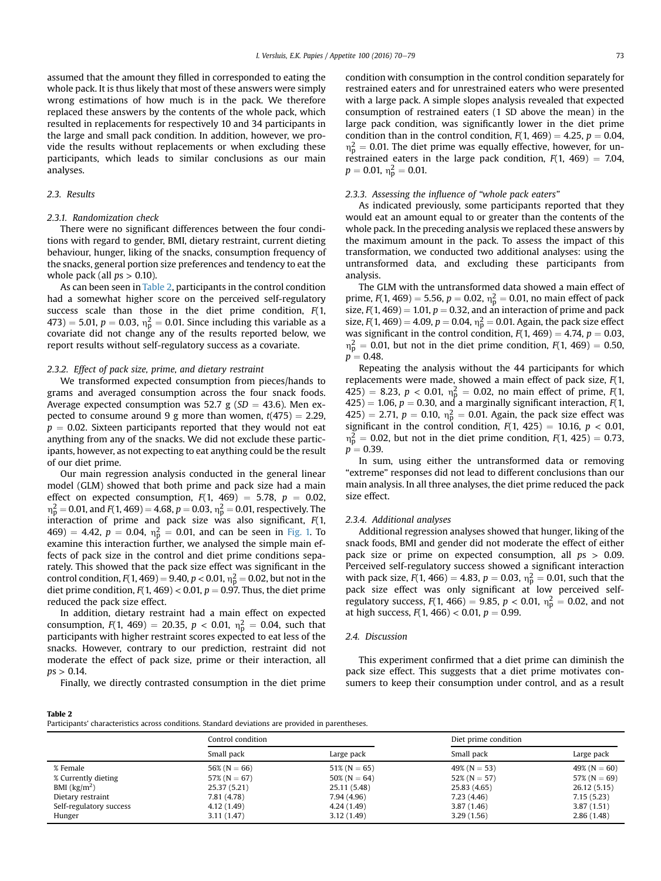assumed that the amount they filled in corresponded to eating the whole pack. It is thus likely that most of these answers were simply wrong estimations of how much is in the pack. We therefore replaced these answers by the contents of the whole pack, which resulted in replacements for respectively 10 and 34 participants in the large and small pack condition. In addition, however, we provide the results without replacements or when excluding these participants, which leads to similar conclusions as our main analyses.

### 2.3. Results

#### 2.3.1. Randomization check

There were no significant differences between the four conditions with regard to gender, BMI, dietary restraint, current dieting behaviour, hunger, liking of the snacks, consumption frequency of the snacks, general portion size preferences and tendency to eat the whole pack (all $ps > 0.10$).

As can been seen in Table 2, participants in the control condition had a somewhat higher score on the perceived self-regulatory success scale than those in the diet prime condition, $F(1, 473) = 5.01$, $p = 0.03$, $\eta_p^2 = 0.01$. Since including this variable as a covariate did not change any of the results reported below, we report results without self-regulatory success as a covariate.

#### 2.3.2. Effect of pack size, prime, and dietary restraint

We transformed expected consumption from pieces/hands to grams and averaged consumption across the four snack foods. Average expected consumption was 52.7 g ($SD = 43.6$). Men expected to consume around 9 g more than women, $t(475) = 2.29$, $p = 0.02$. Sixteen participants reported that they would not eat anything from any of the snacks. We did not exclude these participants, however, as not expecting to eat anything could be the result of our diet prime.

Our main regression analysis conducted in the general linear model (GLM) showed that both prime and pack size had a main effect on expected consumption, $F(1, 469) = 5.78$, $p = 0.02$, $\eta_p^2 = 0.01$, and $F(1, 469) = 4.68$, $p = 0.03$, $\eta_p^2 = 0.01$, respectively. The interaction of prime and pack size was also significant, $F(1, 469) = 4.42$, $p = 0.04$, $\eta_p^2 = 0.01$, and can be seen in Fig. 1. To examine this interaction further, we analysed the simple main effects of pack size in the control and diet prime conditions separately. This showed that the pack size effect was significant in the control condition, $F(1, 469) = 9.40$, $p < 0.01$, $\eta_p^2 = 0.02$, but not in the diet prime condition, $F(1, 469) < 0.01$, $p = 0.97$. Thus, the diet prime reduced the pack size effect.

In addition, dietary restraint had a main effect on expected consumption, $F(1, 469) = 20.35$, $p < 0.01$, $\eta_p^2 = 0.04$, such that participants with higher restraint scores expected to eat less of the snacks. However, contrary to our prediction, restraint did not moderate the effect of pack size, prime or their interaction, all $ps > 0.14$.

Finally, we directly contrasted consumption in the diet prime condition with consumption in the control condition separately for restrained eaters and for unrestrained eaters who were presented with a large pack. A simple slopes analysis revealed that expected consumption of restrained eaters (1 SD above the mean) in the large pack condition, was significantly lower in the diet prime condition than in the control condition, $F(1, 469) = 4.25$, $p = 0.04$, $\eta_p^2 = 0.01$. The diet prime was equally effective, however, for unrestrained eaters in the large pack condition, $F(1, 469) = 7.04$, $p = 0.01$, $\eta_p^2 = 0.01$.

#### 2.3.3. Assessing the influence of "whole pack eaters"

As indicated previously, some participants reported that they would eat an amount equal to or greater than the contents of the whole pack. In the preceding analysis we replaced these answers by the maximum amount in the pack. To assess the impact of this transformation, we conducted two additional analyses: using the untransformed data, and excluding these participants from analysis.

The GLM with the untransformed data showed a main effect of prime, $F(1, 469) = 5.56$, $p = 0.02$, $\eta_p^2 = 0.01$, no main effect of pack size, $F(1, 469) = 1.01$, $p = 0.32$, and an interaction of prime and pack size, $F(1, 469) = 4.09$, $p = 0.04$, $\eta_p^2 = 0.01$. Again, the pack size effect was significant in the control condition, $F(1, 469) = 4.74$, $p = 0.03$, $\eta_p^2 = 0.01$, but not in the diet prime condition, $F(1, 469) = 0.50$, $p = 0.48$.

Repeating the analysis without the 44 participants for which replacements were made, showed a main effect of pack size, $F(1, 425) = 8.23$, $p < 0.01$, $\eta_p^2 = 0.02$, no main effect of prime, $F(1, 425) = 1.06$, $p = 0.30$, and a marginally significant interaction, $F(1, 425) = 2.71$, $p = 0.10$, $\eta_p^2 = 0.01$. Again, the pack size effect was significant in the control condition, $F(1, 425) = 10.16$, $p < 0.01$, $\eta_p^2 = 0.02$, but not in the diet prime condition, $F(1, 425) = 0.73$, $p = 0.39$.

In sum, using either the untransformed data or removing "extreme" responses did not lead to different conclusions than our main analysis. In all three analyses, the diet prime reduced the pack size effect.

#### 2.3.4. Additional analyses

Additional regression analyses showed that hunger, liking of the snack foods, BMI and gender did not moderate the effect of either pack size or prime on expected consumption, all $ps > 0.09$. Perceived self-regulatory success showed a significant interaction with pack size, $F(1, 466) = 4.83$, $p = 0.03$, $\eta_p^2 = 0.01$, such that the pack size effect was only significant at low perceived self-regulatory success, $F(1, 466) = 9.85$, $p < 0.01$, $\eta_p^2 = 0.02$, and not at high success, $F(1, 466) < 0.01$, $p = 0.99$.

### 2.4. Discussion

This experiment confirmed that a diet prime can diminish the pack size effect. This suggests that a diet prime motivates consumers to keep their consumption under control, and as a result

**Table 2**
Participants' characteristics across conditions. Standard deviations are provided in parentheses.

| | Control condition | | Diet prime condition | |
|---|---|---|---|---|
| | Small pack | Large pack | Small pack | Large pack |
| % Female | 56% (N = 66) | 51% (N = 65) | 49% (N = 53) | 49% (N = 60) |
| % Currently dieting | 57% (N = 67) | 50% (N = 64) | 52% (N = 57) | 57% (N = 69) |
| BMI (kg/m$^2$) | 25.37 (5.21) | 25.11 (5.48) | 25.83 (4.65) | 26.12 (5.15) |
| Dietary restraint | 7.81 (4.78) | 7.94 (4.96) | 7.23 (4.46) | 7.15 (5.23) |
| Self-regulatory success | 4.12 (1.49) | 4.24 (1.49) | 3.87 (1.46) | 3.87 (1.51) |
| Hunger | 3.11 (1.47) | 3.12 (1.49) | 3.29 (1.56) | 2.86 (1.48) |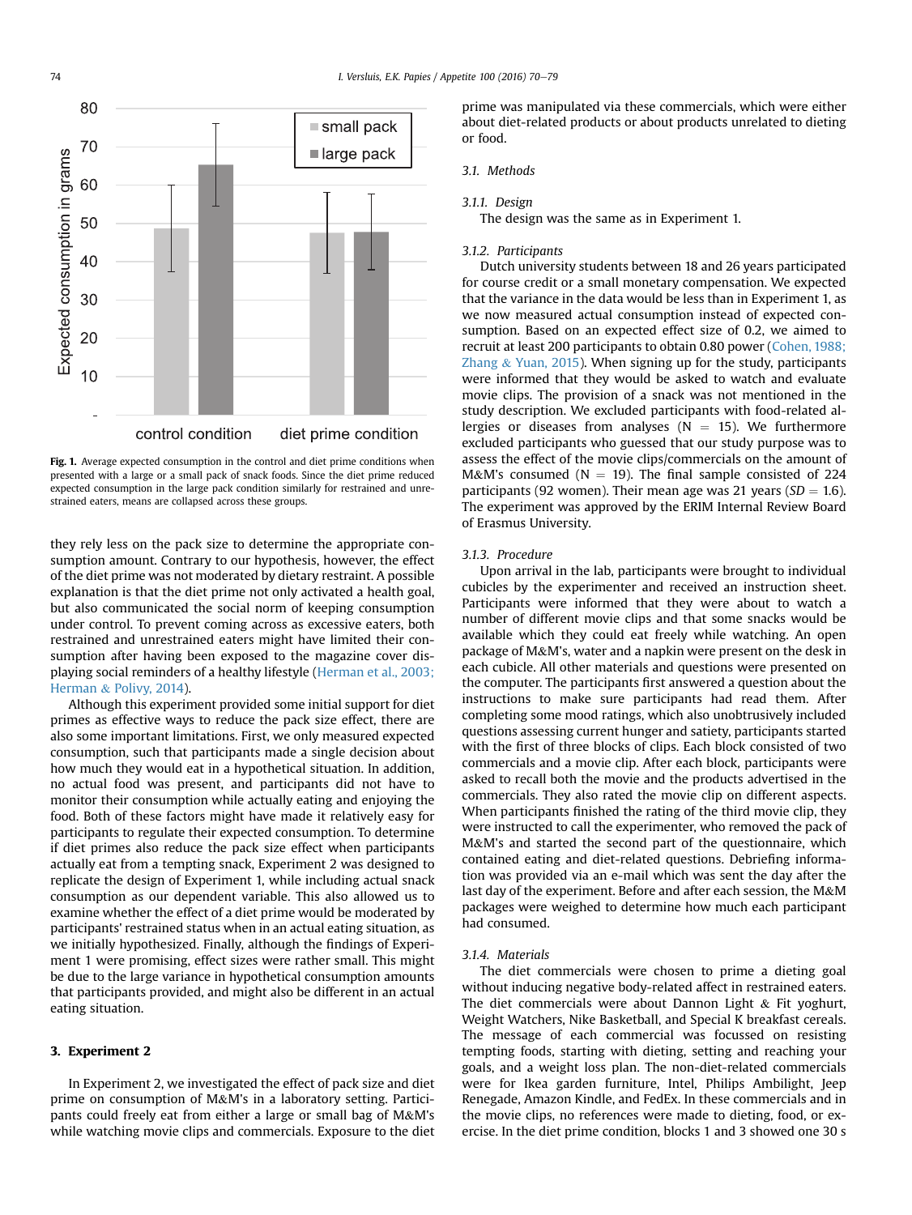**Fig. 1.** Average expected consumption in the control and diet prime conditions when presented with a large or a small pack of snack foods. Since the diet prime reduced expected consumption in the large pack condition similarly for restrained and unrestrained eaters, means are collapsed across these groups.

they rely less on the pack size to determine the appropriate consumption amount. Contrary to our hypothesis, however, the effect of the diet prime was not moderated by dietary restraint. A possible explanation is that the diet prime not only activated a health goal, but also communicated the social norm of keeping consumption under control. To prevent coming across as excessive eaters, both restrained and unrestrained eaters might have limited their consumption after having been exposed to the magazine cover displaying social reminders of a healthy lifestyle (Herman et al., 2003; Herman & Polivy, 2014).

Although this experiment provided some initial support for diet primes as effective ways to reduce the pack size effect, there are also some important limitations. First, we only measured expected consumption, such that participants made a single decision about how much they would eat in a hypothetical situation. In addition, no actual food was present, and participants did not have to monitor their consumption while actually eating and enjoying the food. Both of these factors might have made it relatively easy for participants to regulate their expected consumption. To determine if diet primes also reduce the pack size effect when participants actually eat from a tempting snack, Experiment 2 was designed to replicate the design of Experiment 1, while including actual snack consumption as our dependent variable. This also allowed us to examine whether the effect of a diet prime would be moderated by participants' restrained status when in an actual eating situation, as we initially hypothesized. Finally, although the findings of Experiment 1 were promising, effect sizes were rather small. This might be due to the large variance in hypothetical consumption amounts that participants provided, and might also be different in an actual eating situation.

## 3. Experiment 2

In Experiment 2, we investigated the effect of pack size and diet prime on consumption of M&M's in a laboratory setting. Participants could freely eat from either a large or small bag of M&M's while watching movie clips and commercials. Exposure to the diet prime was manipulated via these commercials, which were either about diet-related products or about products unrelated to dieting or food.

### 3.1. Methods

#### 3.1.1. Design

The design was the same as in Experiment 1.

#### 3.1.2. Participants

Dutch university students between 18 and 26 years participated for course credit or a small monetary compensation. We expected that the variance in the data would be less than in Experiment 1, as we now measured actual consumption instead of expected consumption. Based on an expected effect size of 0.2, we aimed to recruit at least 200 participants to obtain 0.80 power (Cohen, 1988; Zhang & Yuan, 2015). When signing up for the study, participants were informed that they would be asked to watch and evaluate movie clips. The provision of a snack was not mentioned in the study description. We excluded participants with food-related allergies or diseases from analyses ($N = 15$). We furthermore excluded participants who guessed that our study purpose was to assess the effect of the movie clips/commercials on the amount of M&M's consumed ($N = 19$). The final sample consisted of 224 participants (92 women). Their mean age was 21 years ($SD = 1.6$). The experiment was approved by the ERIM Internal Review Board of Erasmus University.

#### 3.1.3. Procedure

Upon arrival in the lab, participants were brought to individual cubicles by the experimenter and received an instruction sheet. Participants were informed that they were about to watch a number of different movie clips and that some snacks would be available which they could eat freely while watching. An open package of M&M's, water and a napkin were present on the desk in each cubicle. All other materials and questions were presented on the computer. The participants first answered a question about the instructions to make sure participants had read them. After completing some mood ratings, which also unobtrusively included questions assessing current hunger and satiety, participants started with the first of three blocks of clips. Each block consisted of two commercials and a movie clip. After each block, participants were asked to recall both the movie and the products advertised in the commercials. They also rated the movie clip on different aspects. When participants finished the rating of the third movie clip, they were instructed to call the experimenter, who removed the pack of M&M's and started the second part of the questionnaire, which contained eating and diet-related questions. Debriefing information was provided via an e-mail which was sent the day after the last day of the experiment. Before and after each session, the M&M packages were weighed to determine how much each participant had consumed.

#### 3.1.4. Materials

The diet commercials were chosen to prime a dieting goal without inducing negative body-related affect in restrained eaters. The diet commercials were about Dannon Light & Fit yoghurt, Weight Watchers, Nike Basketball, and Special K breakfast cereals. The message of each commercial was focussed on resisting tempting foods, starting with dieting, setting and reaching your goals, and a weight loss plan. The non-diet-related commercials were for Ikea garden furniture, Intel, Philips Ambilight, Jeep Renegade, Amazon Kindle, and FedEx. In these commercials and in the movie clips, no references were made to dieting, food, or exercise. In the diet prime condition, blocks 1 and 3 showed one 30 s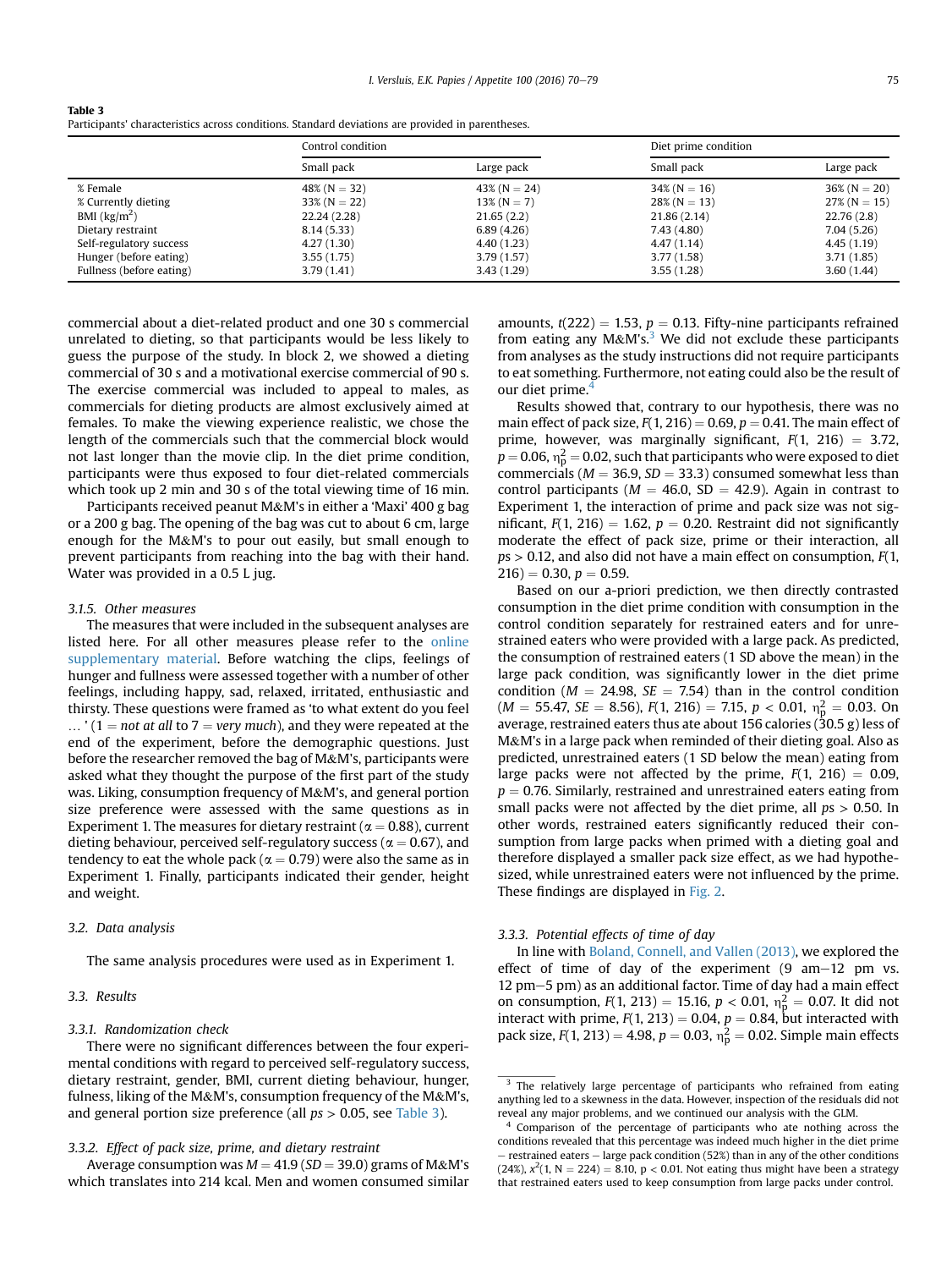**Table 3**
Participants' characteristics across conditions. Standard deviations are provided in parentheses.

| | Control condition | | Diet prime condition | |
|---|---|---|---|---|
| | Small pack | Large pack | Small pack | Large pack |
| % Female | 48% (N = 32) | 43% (N = 24) | 34% (N = 16) | 36% (N = 20) |
| % Currently dieting | 33% (N = 22) | 13% (N = 7) | 28% (N = 13) | 27% (N = 15) |
| BMI (kg/m$^2$) | 22.24 (2.28) | 21.65 (2.2) | 21.86 (2.14) | 22.76 (2.8) |
| Dietary restraint | 8.14 (5.33) | 6.89 (4.26) | 7.43 (4.80) | 7.04 (5.26) |
| Self-regulatory success | 4.27 (1.30) | 4.40 (1.23) | 4.47 (1.14) | 4.45 (1.19) |
| Hunger (before eating) | 3.55 (1.75) | 3.79 (1.57) | 3.77 (1.58) | 3.71 (1.85) |
| Fullness (before eating) | 3.79 (1.41) | 3.43 (1.29) | 3.55 (1.28) | 3.60 (1.44) |

commercial about a diet-related product and one 30 s commercial unrelated to dieting, so that participants would be less likely to guess the purpose of the study. In block 2, we showed a dieting commercial of 30 s and a motivational exercise commercial of 90 s. The exercise commercial was included to appeal to males, as commercials for dieting products are almost exclusively aimed at females. To make the viewing experience realistic, we chose the length of the commercials such that the commercial block would not last longer than the movie clip. In the diet prime condition, participants were thus exposed to four diet-related commercials which took up 2 min and 30 s of the total viewing time of 16 min.

Participants received peanut M&M's in either a 'Maxi' 400 g bag or a 200 g bag. The opening of the bag was cut to about 6 cm, large enough for the M&M's to pour out easily, but small enough to prevent participants from reaching into the bag with their hand. Water was provided in a 0.5 L jug.

#### 3.1.5. Other measures

The measures that were included in the subsequent analyses are listed here. For all other measures please refer to the online supplementary material. Before watching the clips, feelings of hunger and fullness were assessed together with a number of other feelings, including happy, sad, relaxed, irritated, enthusiastic and thirsty. These questions were framed as 'to what extent do you feel … ' (1 = *not at all* to 7 = *very much*), and they were repeated at the end of the experiment, before the demographic questions. Just before the researcher removed the bag of M&M's, participants were asked what they thought the purpose of the first part of the study was. Liking, consumption frequency of M&M's, and general portion size preference were assessed with the same questions as in Experiment 1. The measures for dietary restraint ($\alpha = 0.88$), current dieting behaviour, perceived self-regulatory success ($\alpha = 0.67$), and tendency to eat the whole pack ($\alpha = 0.79$) were also the same as in Experiment 1. Finally, participants indicated their gender, height and weight.

### 3.2. Data analysis

The same analysis procedures were used as in Experiment 1.

### 3.3. Results

#### 3.3.1. Randomization check

There were no significant differences between the four experimental conditions with regard to perceived self-regulatory success, dietary restraint, gender, BMI, current dieting behaviour, hunger, fulness, liking of the M&M's, consumption frequency of the M&M's, and general portion size preference (all $ps > 0.05$, see Table 3).

#### 3.3.2. Effect of pack size, prime, and dietary restraint

Average consumption was $M = 41.9$ ($SD = 39.0$) grams of M&M's which translates into 214 kcal. Men and women consumed similar amounts, $t(222) = 1.53$, $p = 0.13$. Fifty-nine participants refrained from eating any M&M's.[3] We did not exclude these participants from analyses as the study instructions did not require participants to eat something. Furthermore, not eating could also be the result of our diet prime.[4]

Results showed that, contrary to our hypothesis, there was no main effect of pack size, $F(1, 216) = 0.69$, $p = 0.41$. The main effect of prime, however, was marginally significant, $F(1, 216) = 3.72$, $p = 0.06$, $\eta_p^2 = 0.02$, such that participants who were exposed to diet commercials ($M = 36.9$, $SD = 33.3$) consumed somewhat less than control participants ($M = 46.0$, SD = 42.9). Again in contrast to Experiment 1, the interaction of prime and pack size was not significant, $F(1, 216) = 1.62$, $p = 0.20$. Restraint did not significantly moderate the effect of pack size, prime or their interaction, all $ps > 0.12$, and also did not have a main effect on consumption, $F(1, 216) = 0.30$, $p = 0.59$.

Based on our a-priori prediction, we then directly contrasted consumption in the diet prime condition with consumption in the control condition separately for restrained eaters and for unrestrained eaters who were provided with a large pack. As predicted, the consumption of restrained eaters (1 SD above the mean) in the large pack condition, was significantly lower in the diet prime condition ($M = 24.98$, $SE = 7.54$) than in the control condition ($M = 55.47$, $SE = 8.56$), $F(1, 216) = 7.15$, $p < 0.01$, $\eta_p^2 = 0.03$. On average, restrained eaters thus ate about 156 calories (30.5 g) less of M&M's in a large pack when reminded of their dieting goal. Also as predicted, unrestrained eaters (1 SD below the mean) eating from large packs were not affected by the prime, $F(1, 216) = 0.09$, $p = 0.76$. Similarly, restrained and unrestrained eaters eating from small packs were not affected by the diet prime, all $ps > 0.50$. In other words, restrained eaters significantly reduced their consumption from large packs when primed with a dieting goal and therefore displayed a smaller pack size effect, as we had hypothesized, while unrestrained eaters were not influenced by the prime. These findings are displayed in Fig. 2.

#### 3.3.3. Potential effects of time of day

In line with Boland, Connell, and Vallen (2013), we explored the effect of time of day of the experiment (9 am–12 pm vs. 12 pm–5 pm) as an additional factor. Time of day had a main effect on consumption, $F(1, 213) = 15.16$, $p < 0.01$, $\eta_p^2 = 0.07$. It did not interact with prime, $F(1, 213) = 0.04$, $p = 0.84$, but interacted with pack size, $F(1, 213) = 4.98$, $p = 0.03$, $\eta_p^2 = 0.02$. Simple main effects

[3] The relatively large percentage of participants who refrained from eating anything led to a skewness in the data. However, inspection of the residuals did not reveal any major problems, and we continued our analysis with the GLM.

[4] Comparison of the percentage of participants who ate nothing across the conditions revealed that this percentage was indeed much higher in the diet prime – restrained eaters – large pack condition (52%) than in any of the other conditions (24%), $x^2(1, N = 224) = 8.10$, p < 0.01. Not eating thus might have been a strategy that restrained eaters used to keep consumption from large packs under control.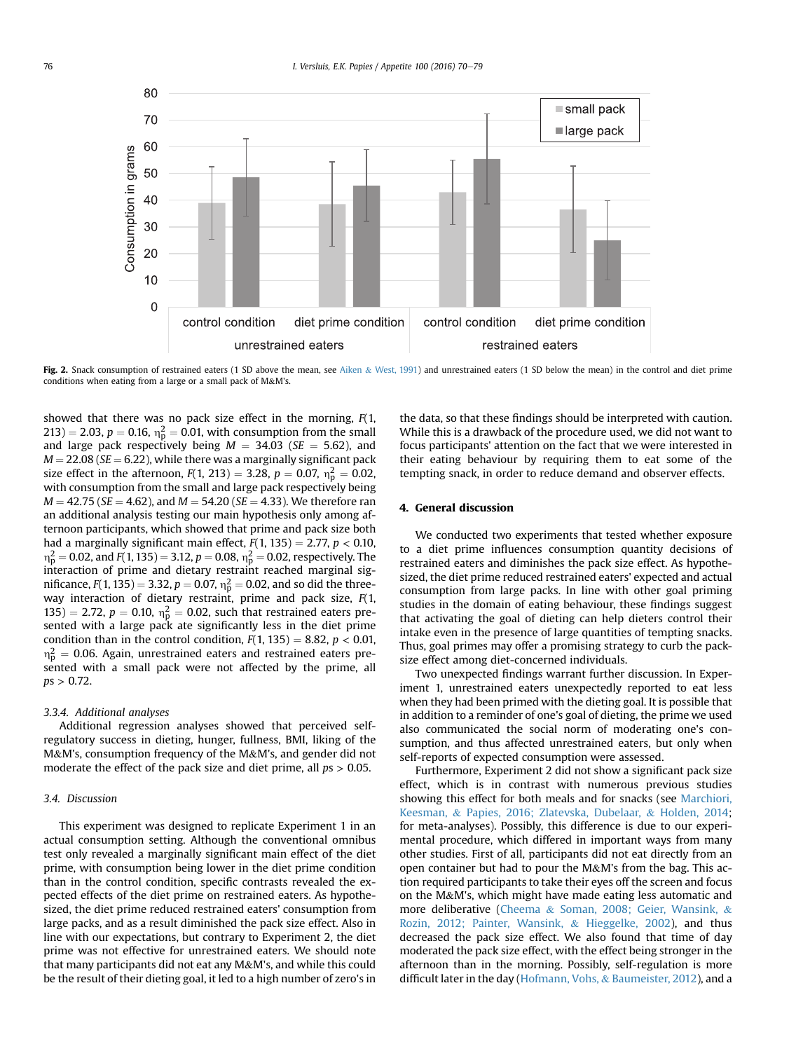Fig. 2. Snack consumption of restrained eaters (1 SD above the mean, see Aiken & West, 1991) and unrestrained eaters (1 SD below the mean) in the control and diet prime conditions when eating from a large or a small pack of M&M's.

showed that there was no pack size effect in the morning, $F(1, 213) = 2.03$, $p = 0.16$, $\eta_p^2 = 0.01$, with consumption from the small and large pack respectively being $M = 34.03$ ($SE = 5.62$), and $M = 22.08$ ($SE = 6.22$), while there was a marginally significant pack size effect in the afternoon, $F(1, 213) = 3.28$, $p = 0.07$, $\eta_p^2 = 0.02$, with consumption from the small and large pack respectively being $M = 42.75$ ($SE = 4.62$), and $M = 54.20$ ($SE = 4.33$). We therefore ran an additional analysis testing our main hypothesis only among afternoon participants, which showed that prime and pack size both had a marginally significant main effect, $F(1, 135) = 2.77$, $p < 0.10$, $\eta_p^2 = 0.02$, and $F(1, 135) = 3.12$, $p = 0.08$, $\eta_p^2 = 0.02$, respectively. The interaction of prime and dietary restraint reached marginal significance, $F(1, 135) = 3.32$, $p = 0.07$, $\eta_p^2 = 0.02$, and so did the three-way interaction of dietary restraint, prime and pack size, $F(1, 135) = 2.72$, $p = 0.10$, $\eta_p^2 = 0.02$, such that restrained eaters presented with a large pack ate significantly less in the diet prime condition than in the control condition, $F(1, 135) = 8.82$, $p < 0.01$, $\eta_p^2 = 0.06$. Again, unrestrained eaters and restrained eaters presented with a small pack were not affected by the prime, all $ps > 0.72$.

#### 3.3.4. Additional analyses

Additional regression analyses showed that perceived self-regulatory success in dieting, hunger, fullness, BMI, liking of the M&M's, consumption frequency of the M&M's, and gender did not moderate the effect of the pack size and diet prime, all $ps > 0.05$.

### 3.4. Discussion

This experiment was designed to replicate Experiment 1 in an actual consumption setting. Although the conventional omnibus test only revealed a marginally significant main effect of the diet prime, with consumption being lower in the diet prime condition than in the control condition, specific contrasts revealed the expected effects of the diet prime on restrained eaters. As hypothesized, the diet prime reduced restrained eaters' consumption from large packs, and as a result diminished the pack size effect. Also in line with our expectations, but contrary to Experiment 2, the diet prime was not effective for unrestrained eaters. We should note that many participants did not eat any M&M's, and while this could be the result of their dieting goal, it led to a high number of zero's in the data, so that these findings should be interpreted with caution. While this is a drawback of the procedure used, we did not want to focus participants' attention on the fact that we were interested in their eating behaviour by requiring them to eat some of the tempting snack, in order to reduce demand and observer effects.

## 4. General discussion

We conducted two experiments that tested whether exposure to a diet prime influences consumption quantity decisions of restrained eaters and diminishes the pack size effect. As hypothesized, the diet prime reduced restrained eaters' expected and actual consumption from large packs. In line with other goal priming studies in the domain of eating behaviour, these findings suggest that activating the goal of dieting can help dieters control their intake even in the presence of large quantities of tempting snacks. Thus, goal primes may offer a promising strategy to curb the pack-size effect among diet-concerned individuals.

Two unexpected findings warrant further discussion. In Experiment 1, unrestrained eaters unexpectedly reported to eat less when they had been primed with the dieting goal. It is possible that in addition to a reminder of one's goal of dieting, the prime we used also communicated the social norm of moderating one's consumption, and thus affected unrestrained eaters, but only when self-reports of expected consumption were assessed.

Furthermore, Experiment 2 did not show a significant pack size effect, which is in contrast with numerous previous studies showing this effect for both meals and for snacks (see Marchiori, Keesman, & Papies, 2016; Zlatevska, Dubelaar, & Holden, 2014; for meta-analyses). Possibly, this difference is due to our experimental procedure, which differed in important ways from many other studies. First of all, participants did not eat directly from an open container but had to pour the M&M's from the bag. This action required participants to take their eyes off the screen and focus on the M&M's, which might have made eating less automatic and more deliberative (Cheema & Soman, 2008; Geier, Wansink, & Rozin, 2012; Painter, Wansink, & Hieggelke, 2002), and thus decreased the pack size effect. We also found that time of day moderated the pack size effect, with the effect being stronger in the afternoon than in the morning. Possibly, self-regulation is more difficult later in the day (Hofmann, Vohs, & Baumeister, 2012), and a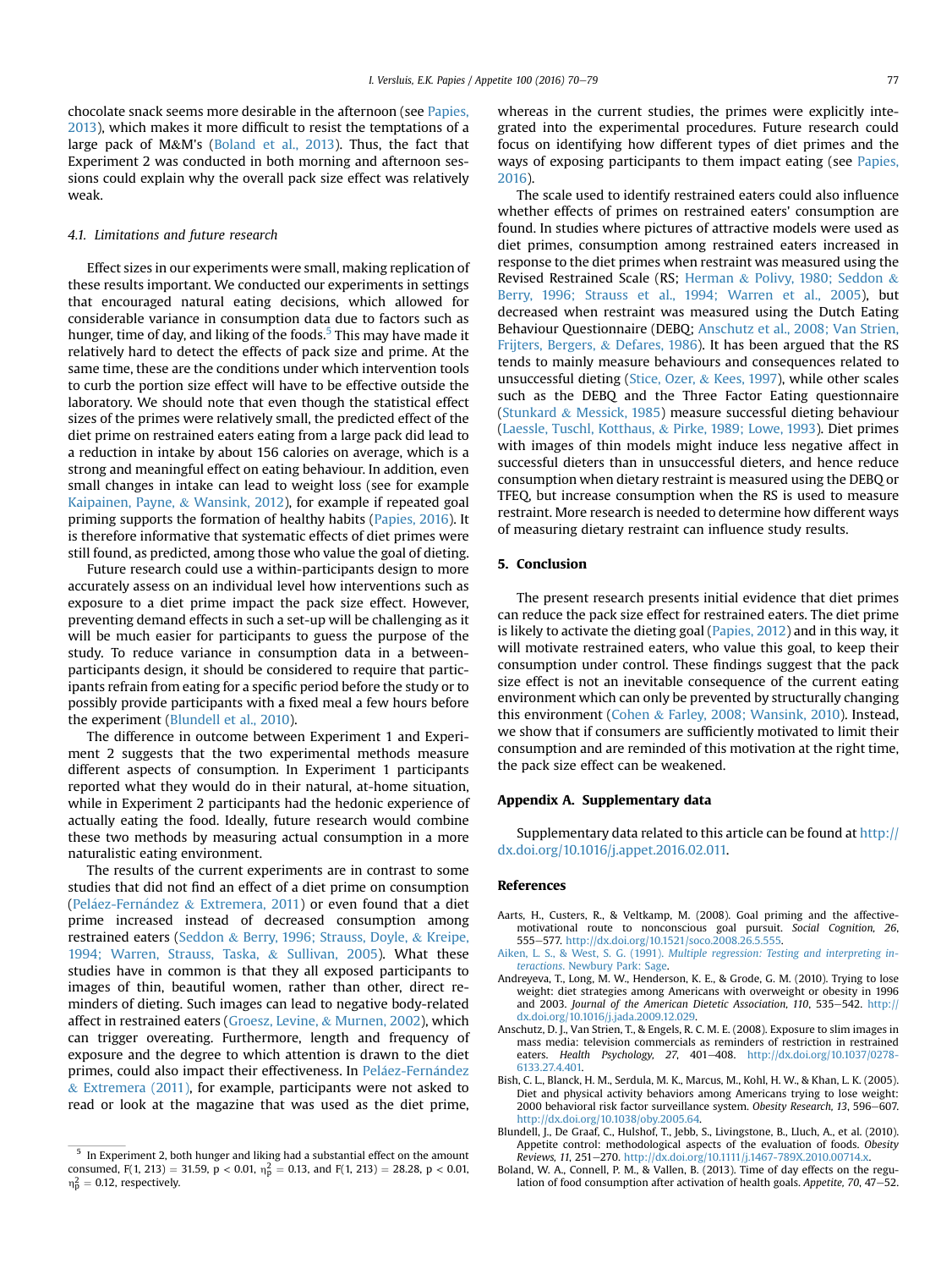chocolate snack seems more desirable in the afternoon (see Papies, 2013), which makes it more difficult to resist the temptations of a large pack of M&M's (Boland et al., 2013). Thus, the fact that Experiment 2 was conducted in both morning and afternoon sessions could explain why the overall pack size effect was relatively weak.

### 4.1. Limitations and future research

Effect sizes in our experiments were small, making replication of these results important. We conducted our experiments in settings that encouraged natural eating decisions, which allowed for considerable variance in consumption data due to factors such as hunger, time of day, and liking of the foods.[5] This may have made it relatively hard to detect the effects of pack size and prime. At the same time, these are the conditions under which intervention tools to curb the portion size effect will have to be effective outside the laboratory. We should note that even though the statistical effect sizes of the primes were relatively small, the predicted effect of the diet prime on restrained eaters eating from a large pack did lead to a reduction in intake by about 156 calories on average, which is a strong and meaningful effect on eating behaviour. In addition, even small changes in intake can lead to weight loss (see for example Kaipainen, Payne, & Wansink, 2012), for example if repeated goal priming supports the formation of healthy habits (Papies, 2016). It is therefore informative that systematic effects of diet primes were still found, as predicted, among those who value the goal of dieting.

Future research could use a within-participants design to more accurately assess on an individual level how interventions such as exposure to a diet prime impact the pack size effect. However, preventing demand effects in such a set-up will be challenging as it will be much easier for participants to guess the purpose of the study. To reduce variance in consumption data in a between-participants design, it should be considered to require that participants refrain from eating for a specific period before the study or to possibly provide participants with a fixed meal a few hours before the experiment (Blundell et al., 2010).

The difference in outcome between Experiment 1 and Experiment 2 suggests that the two experimental methods measure different aspects of consumption. In Experiment 1 participants reported what they would do in their natural, at-home situation, while in Experiment 2 participants had the hedonic experience of actually eating the food. Ideally, future research would combine these two methods by measuring actual consumption in a more naturalistic eating environment.

The results of the current experiments are in contrast to some studies that did not find an effect of a diet prime on consumption (Peláez-Fernández & Extremera, 2011) or even found that a diet prime increased instead of decreased consumption among restrained eaters (Seddon & Berry, 1996; Strauss, Doyle, & Kreipe, 1994; Warren, Strauss, Taska, & Sullivan, 2005). What these studies have in common is that they all exposed participants to images of thin, beautiful women, rather than other, direct reminders of dieting. Such images can lead to negative body-related affect in restrained eaters (Groesz, Levine, & Murnen, 2002), which can trigger overeating. Furthermore, length and frequency of exposure and the degree to which attention is drawn to the diet primes, could also impact their effectiveness. In Peláez-Fernández & Extremera (2011), for example, participants were not asked to read or look at the magazine that was used as the diet prime, whereas in the current studies, the primes were explicitly integrated into the experimental procedures. Future research could focus on identifying how different types of diet primes and the ways of exposing participants to them impact eating (see Papies, 2016).

The scale used to identify restrained eaters could also influence whether effects of primes on restrained eaters' consumption are found. In studies where pictures of attractive models were used as diet primes, consumption among restrained eaters increased in response to the diet primes when restraint was measured using the Revised Restrained Scale (RS; Herman & Polivy, 1980; Seddon & Berry, 1996; Strauss et al., 1994; Warren et al., 2005), but decreased when restraint was measured using the Dutch Eating Behaviour Questionnaire (DEBQ; Anschutz et al., 2008; Van Strien, Frijters, Bergers, & Defares, 1986). It has been argued that the RS tends to mainly measure behaviours and consequences related to unsuccessful dieting (Stice, Ozer, & Kees, 1997), while other scales such as the DEBQ and the Three Factor Eating questionnaire (Stunkard & Messick, 1985) measure successful dieting behaviour (Laessle, Tuschl, Kotthaus, & Pirke, 1989; Lowe, 1993). Diet primes with images of thin models might induce less negative affect in successful dieters than in unsuccessful dieters, and hence reduce consumption when dietary restraint is measured using the DEBQ or TFEQ, but increase consumption when the RS is used to measure restraint. More research is needed to determine how different ways of measuring dietary restraint can influence study results.

## 5. Conclusion

The present research presents initial evidence that diet primes can reduce the pack size effect for restrained eaters. The diet prime is likely to activate the dieting goal (Papies, 2012) and in this way, it will motivate restrained eaters, who value this goal, to keep their consumption under control. These findings suggest that the pack size effect is not an inevitable consequence of the current eating environment which can only be prevented by structurally changing this environment (Cohen & Farley, 2008; Wansink, 2010). Instead, we show that if consumers are sufficiently motivated to limit their consumption and are reminded of this motivation at the right time, the pack size effect can be weakened.

## Appendix A. Supplementary data

Supplementary data related to this article can be found at http://dx.doi.org/10.1016/j.appet.2016.02.011.

## References

Aarts, H., Custers, R., & Veltkamp, M. (2008). Goal priming and the affective-motivational route to nonconscious goal pursuit. *Social Cognition, 26*, 555–577. http://dx.doi.org/10.1521/soco.2008.26.5.555.

Aiken, L. S., & West, S. G. (1991). *Multiple regression: Testing and interpreting interactions*. Newbury Park: Sage.

Andreyeva, T., Long, M. W., Henderson, K. E., & Grode, G. M. (2010). Trying to lose weight: diet strategies among Americans with overweight or obesity in 1996 and 2003. *Journal of the American Dietetic Association, 110*, 535–542. http://dx.doi.org/10.1016/j.jada.2009.12.029.

Anschutz, D. J., Van Strien, T., & Engels, R. C. M. E. (2008). Exposure to slim images in mass media: television commercials as reminders of restriction in restrained eaters. *Health Psychology, 27*, 401–408. http://dx.doi.org/10.1037/0278-6133.27.4.401.

Bish, C. L., Blanck, H. M., Serdula, M. K., Marcus, M., Kohl, H. W., & Khan, L. K. (2005). Diet and physical activity behaviors among Americans trying to lose weight: 2000 behavioral risk factor surveillance system. *Obesity Research, 13*, 596–607. http://dx.doi.org/10.1038/oby.2005.64.

Blundell, J., De Graaf, C., Hulshof, T., Jebb, S., Livingstone, B., Lluch, A., et al. (2010). Appetite control: methodological aspects of the evaluation of foods. *Obesity Reviews, 11*, 251–270. http://dx.doi.org/10.1111/j.1467-789X.2010.00714.x.

Boland, W. A., Connell, P. M., & Vallen, B. (2013). Time of day effects on the regulation of food consumption after activation of health goals. *Appetite, 70*, 47–52.

---

[5] In Experiment 2, both hunger and liking had a substantial effect on the amount consumed, $F(1, 213) = 31.59$, $p < 0.01$, $\eta_p^2 = 0.13$, and $F(1, 213) = 28.28$, $p < 0.01$, $\eta_p^2 = 0.12$, respectively.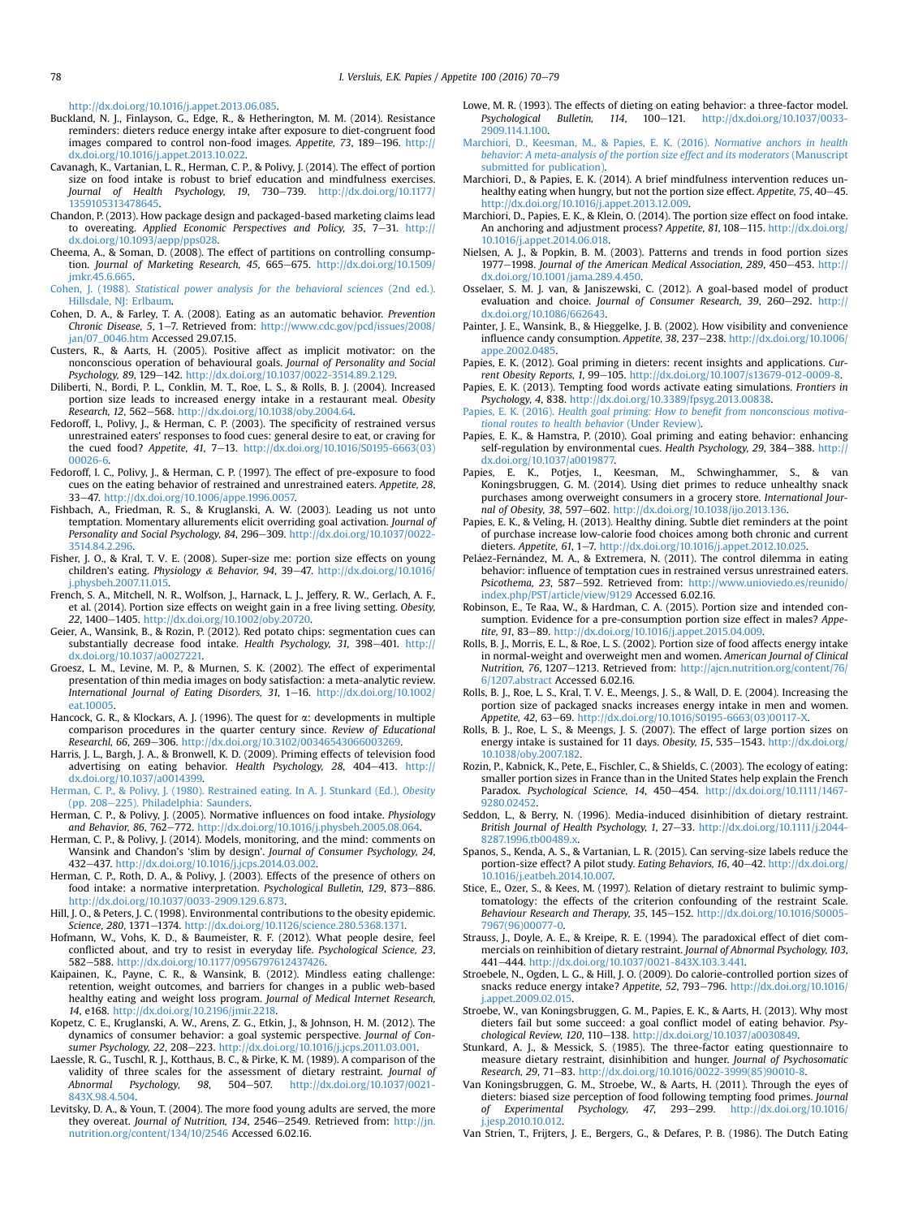http://dx.doi.org/10.1016/j.appet.2013.06.085.

Buckland, N. J., Finlayson, G., Edge, R., & Hetherington, M. M. (2014). Resistance reminders: dieters reduce energy intake after exposure to diet-congruent food images compared to control non-food images. *Appetite, 73*, 189–196. http://dx.doi.org/10.1016/j.appet.2013.10.022.

Cavanagh, K., Vartanian, L. R., Herman, C. P., & Polivy, J. (2014). The effect of portion size on food intake is robust to brief education and mindfulness exercises. *Journal of Health Psychology, 19*, 730–739. http://dx.doi.org/10.1177/1359105313478645.

Chandon, P. (2013). How package design and packaged-based marketing claims lead to overeating. *Applied Economic Perspectives and Policy, 35*, 7–31. http://dx.doi.org/10.1093/aepp/pps028.

Cheema, A., & Soman, D. (2008). The effect of partitions on controlling consumption. *Journal of Marketing Research, 45*, 665–675. http://dx.doi.org/10.1509/jmkr.45.6.665.

Cohen, J. (1988). *Statistical power analysis for the behavioral sciences* (2nd ed.). Hillsdale, NJ: Erlbaum.

Cohen, D. A., & Farley, T. A. (2008). Eating as an automatic behavior. *Prevention Chronic Disease, 5*, 1–7. Retrieved from: http://www.cdc.gov/pcd/issues/2008/jan/07_0046.htm Accessed 29.07.15.

Custers, R., & Aarts, H. (2005). Positive affect as implicit motivator: on the nonconscious operation of behavioural goals. *Journal of Personality and Social Psychology, 89*, 129–142. http://dx.doi.org/10.1037/0022-3514.89.2.129.

Diliberti, N., Bordi, P. L., Conklin, M. T., Roe, L. S., & Rolls, B. J. (2004). Increased portion size leads to increased energy intake in a restaurant meal. *Obesity Research, 12*, 562–568. http://dx.doi.org/10.1038/oby.2004.64.

Fedoroff, I., Polivy, J., & Herman, C. P. (2003). The specificity of restrained versus unrestrained eaters' responses to food cues: general desire to eat, or craving for the cued food? *Appetite, 41*, 7–13. http://dx.doi.org/10.1016/S0195-6663(03)00026-6.

Fedoroff, I. C., Polivy, J., & Herman, C. P. (1997). The effect of pre-exposure to food cues on the eating behavior of restrained and unrestrained eaters. *Appetite, 28*, 33–47. http://dx.doi.org/10.1006/appe.1996.0057.

Fishbach, A., Friedman, R. S., & Kruglanski, A. W. (2003). Leading us not unto temptation. Momentary allurements elicit overriding goal activation. *Journal of Personality and Social Psychology, 84*, 296–309. http://dx.doi.org/10.1037/0022-3514.84.2.296.

Fisher, J. O., & Kral, T. V. E. (2008). Super-size me: portion size effects on young children's eating. *Physiology & Behavior, 94*, 39–47. http://dx.doi.org/10.1016/j.physbeh.2007.11.015.

French, S. A., Mitchell, N. R., Wolfson, J., Harnack, L. J., Jeffery, R. W., Gerlach, A. F., et al. (2014). Portion size effects on weight gain in a free living setting. *Obesity, 22*, 1400–1405. http://dx.doi.org/10.1002/oby.20720.

Geier, A., Wansink, B., & Rozin, P. (2012). Red potato chips: segmentation cues can substantially decrease food intake. *Health Psychology, 31*, 398–401. http://dx.doi.org/10.1037/a0027221.

Groesz, L. M., Levine, M. P., & Murnen, S. K. (2002). The effect of experimental presentation of thin media images on body satisfaction: a meta-analytic review. *International Journal of Eating Disorders, 31*, 1–16. http://dx.doi.org/10.1002/eat.10005.

Hancock, G. R., & Klockars, A. J. (1996). The quest for α: developments in multiple comparison procedures in the quarter century since. *Review of Educational Researchl, 66*, 269–306. http://dx.doi.org/10.3102/00346543066003269.

Harris, J. L., Bargh, J. A., & Bronwell, K. D. (2009). Priming effects of television food advertising on eating behavior. *Health Psychology, 28*, 404–413. http://dx.doi.org/10.1037/a0014399.

Herman, C. P., & Polivy, J. (1980). Restrained eating. In A. J. Stunkard (Ed.), *Obesity* (pp. 208–225). Philadelphia: Saunders.

Herman, C. P., & Polivy, J. (2005). Normative influences on food intake. *Physiology and Behavior, 86*, 762–772. http://dx.doi.org/10.1016/j.physbeh.2005.08.064.

Herman, C. P., & Polivy, J. (2014). Models, monitoring, and the mind: comments on Wansink and Chandon's 'slim by design'. *Journal of Consumer Psychology, 24*, 432–437. http://dx.doi.org/10.1016/j.jcps.2014.03.002.

Herman, C. P., Roth, D. A., & Polivy, J. (2003). Effects of the presence of others on food intake: a normative interpretation. *Psychological Bulletin, 129*, 873–886. http://dx.doi.org/10.1037/0033-2909.129.6.873.

Hill, J. O., & Peters, J. C. (1998). Environmental contributions to the obesity epidemic. *Science, 280*, 1371–1374. http://dx.doi.org/10.1126/science.280.5368.1371.

Hofmann, W., Vohs, K. D., & Baumeister, R. F. (2012). What people desire, feel conflicted about, and try to resist in everyday life. *Psychological Science, 23*, 582–588. http://dx.doi.org/10.1177/0956797612437426.

Kaipainen, K., Payne, C. R., & Wansink, B. (2012). Mindless eating challenge: retention, weight outcomes, and barriers for changes in a public web-based healthy eating and weight loss program. *Journal of Medical Internet Research, 14*, e168. http://dx.doi.org/10.2196/jmir.2218.

Kopetz, C. E., Kruglanski, A. W., Arens, Z. G., Etkin, J., & Johnson, H. M. (2012). The dynamics of consumer behavior: a goal systemic perspective. *Journal of Consumer Psychology, 22*, 208–223. http://dx.doi.org/10.1016/j.jcps.2011.03.001.

Laessle, R. G., Tuschl, R. J., Kotthaus, B. C., & Pirke, K. M. (1989). A comparison of the validity of three scales for the assessment of dietary restraint. *Journal of Abnormal Psychology, 98*, 504–507. http://dx.doi.org/10.1037/0021-843X.98.4.504.

Levitsky, D. A., & Youn, T. (2004). The more food young adults are served, the more they overeat. *Journal of Nutrition, 134*, 2546–2549. Retrieved from: http://jn.nutrition.org/content/134/10/2546 Accessed 6.02.16.

Lowe, M. R. (1993). The effects of dieting on eating behavior: a three-factor model. *Psychological Bulletin, 114*, 100–121. http://dx.doi.org/10.1037/0033-2909.114.1.100.

Marchiori, D., Keesman, M., & Papies, E. K. (2016). *Normative anchors in health behavior: A meta-analysis of the portion size effect and its moderators* (Manuscript submitted for publication).

Marchiori, D., & Papies, E. K. (2014). A brief mindfulness intervention reduces unhealthy eating when hungry, but not the portion size effect. *Appetite, 75*, 40–45. http://dx.doi.org/10.1016/j.appet.2013.12.009.

Marchiori, D., Papies, E. K., & Klein, O. (2014). The portion size effect on food intake. An anchoring and adjustment process? *Appetite, 81*, 108–115. http://dx.doi.org/10.1016/j.appet.2014.06.018.

Nielsen, A. J., & Popkin, B. M. (2003). Patterns and trends in food portion sizes 1977–1998. *Journal of the American Medical Association, 289*, 450–453. http://dx.doi.org/10.1001/jama.289.4.450.

Osselaer, S. M. J. van, & Janiszewski, C. (2012). A goal-based model of product evaluation and choice. *Journal of Consumer Research, 39*, 260–292. http://dx.doi.org/10.1086/662643.

Painter, J. E., Wansink, B., & Hieggelke, J. B. (2002). How visibility and convenience influence candy consumption. *Appetite, 38*, 237–238. http://dx.doi.org/10.1006/appe.2002.0485.

Papies, E. K. (2012). Goal priming in dieters: recent insights and applications. *Current Obesity Reports, 1*, 99–105. http://dx.doi.org/10.1007/s13679-012-0009-8.

Papies, E. K. (2013). Tempting food words activate eating simulations. *Frontiers in Psychology, 4*, 838. http://dx.doi.org/10.3389/fpsyg.2013.00838.

Papies, E. K. (2016). *Health goal priming: How to benefit from nonconscious motivational routes to health behavior* (Under Review).

Papies, E. K., & Hamstra, P. (2010). Goal priming and eating behavior: enhancing self-regulation by environmental cues. *Health Psychology, 29*, 384–388. http://dx.doi.org/10.1037/a0019877.

Papies, E. K., Potjes, I., Keesman, M., Schwinghammer, S., & van Koningsbruggen, G. M. (2014). Using diet primes to reduce unhealthy snack purchases among overweight consumers in a grocery store. *International Journal of Obesity, 38*, 597–602. http://dx.doi.org/10.1038/ijo.2013.136.

Papies, E. K., & Veling, H. (2013). Healthy dining. Subtle diet reminders at the point of purchase increase low-calorie food choices among both chronic and current dieters. *Appetite, 61*, 1–7. http://dx.doi.org/10.1016/j.appet.2012.10.025.

Peláez-Fernández, M. A., & Extremera, N. (2011). The control dilemma in eating behavior: influence of temptation cues in restrained versus unrestrained eaters. *Psicothema, 23*, 587–592. Retrieved from: http://www.unioviedo.es/reunido/index.php/PST/article/view/9129 Accessed 6.02.16.

Robinson, E., Te Raa, W., & Hardman, C. A. (2015). Portion size and intended consumption. Evidence for a pre-consumption portion size effect in males? *Appetite, 91*, 83–89. http://dx.doi.org/10.1016/j.appet.2015.04.009.

Rolls, B. J., Morris, E. L., & Roe, L. S. (2002). Portion size of food affects energy intake in normal-weight and overweight men and women. *American Journal of Clinical Nutrition, 76*, 1207–1213. Retrieved from: http://ajcn.nutrition.org/content/76/6/1207.abstract Accessed 6.02.16.

Rolls, B. J., Roe, L. S., Kral, T. V. E., Meengs, J. S., & Wall, D. E. (2004). Increasing the portion size of packaged snacks increases energy intake in men and women. *Appetite, 42*, 63–69. http://dx.doi.org/10.1016/S0195-6663(03)00117-X.

Rolls, B. J., Roe, L. S., & Meengs, J. S. (2007). The effect of large portion sizes on energy intake is sustained for 11 days. *Obesity, 15*, 535–1543. http://dx.doi.org/10.1038/oby.2007.182.

Rozin, P., Kabnick, K., Pete, E., Fischler, C., & Shields, C. (2003). The ecology of eating: smaller portion sizes in France than in the United States help explain the French Paradox. *Psychological Science, 14*, 450–454. http://dx.doi.org/10.1111/1467-9280.02452.

Seddon, L., & Berry, N. (1996). Media-induced disinhibition of dietary restraint. *British Journal of Health Psychology, 1*, 27–33. http://dx.doi.org/10.1111/j.2044-8287.1996.tb00489.x.

Spanos, S., Kenda, A. S., & Vartanian, L. R. (2015). Can serving-size labels reduce the portion-size effect? A pilot study. *Eating Behaviors, 16*, 40–42. http://dx.doi.org/10.1016/j.eatbeh.2014.10.007.

Stice, E., Ozer, S., & Kees, M. (1997). Relation of dietary restraint to bulimic symptomatology: the effects of the criterion confounding of the restraint Scale. *Behaviour Research and Therapy, 35*, 145–152. http://dx.doi.org/10.1016/S0005-7967(96)00077-0.

Strauss, J., Doyle, A. E., & Kreipe, R. E. (1994). The paradoxical effect of diet commercials on reinhibition of dietary restraint. *Journal of Abnormal Psychology, 103*, 441–444. http://dx.doi.org/10.1037/0021-843X.103.3.441.

Stroebele, N., Ogden, L. G., & Hill, J. O. (2009). Do calorie-controlled portion sizes of snacks reduce energy intake? *Appetite, 52*, 793–796. http://dx.doi.org/10.1016/j.appet.2009.02.015.

Stroebe, W., van Koningsbruggen, G. M., Papies, E. K., & Aarts, H. (2013). Why most dieters fail but some succeed: a goal conflict model of eating behavior. *Psychological Review, 120*, 110–138. http://dx.doi.org/10.1037/a0030849.

Stunkard, A. J., & Messick, S. (1985). The three-factor eating questionnaire to measure dietary restraint, disinhibition and hunger. *Journal of Psychosomatic Research, 29*, 71–83. http://dx.doi.org/10.1016/0022-3999(85)90010-8.

Van Koningsbruggen, G. M., Stroebe, W., & Aarts, H. (2011). Through the eyes of dieters: biased size perception of food following tempting food primes. *Journal of Experimental Psychology, 47*, 293–299. http://dx.doi.org/10.1016/j.jesp.2010.10.012.

Van Strien, T., Frijters, J. E., Bergers, G., & Defares, P. B. (1986). The Dutch Eating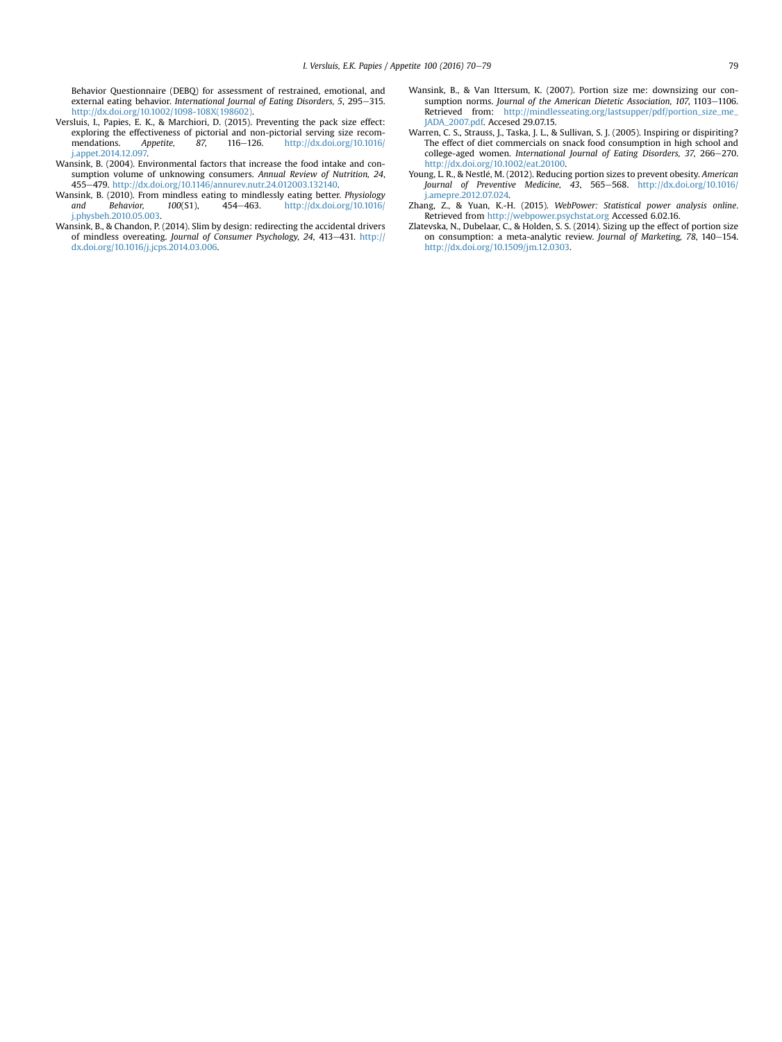Behavior Questionnaire (DEBQ) for assessment of restrained, emotional, and external eating behavior. *International Journal of Eating Disorders, 5*, 295–315. http://dx.doi.org/10.1002/1098-108X(198602).

Versluis, I., Papies, E. K., & Marchiori, D. (2015). Preventing the pack size effect: exploring the effectiveness of pictorial and non-pictorial serving size recommendations. *Appetite, 87*, 116–126. http://dx.doi.org/10.1016/j.appet.2014.12.097.

Wansink, B. (2004). Environmental factors that increase the food intake and consumption volume of unknowing consumers. *Annual Review of Nutrition, 24*, 455–479. http://dx.doi.org/10.1146/annurev.nutr.24.012003.132140.

Wansink, B. (2010). From mindless eating to mindlessly eating better. *Physiology and Behavior, 100*(S1), 454–463. http://dx.doi.org/10.1016/j.physbeh.2010.05.003.

Wansink, B., & Chandon, P. (2014). Slim by design: redirecting the accidental drivers of mindless overeating. *Journal of Consumer Psychology, 24*, 413–431. http://dx.doi.org/10.1016/j.jcps.2014.03.006.

Wansink, B., & Van Ittersum, K. (2007). Portion size me: downsizing our consumption norms. *Journal of the American Dietetic Association, 107*, 1103–1106. Retrieved from: http://mindlesseating.org/lastsupper/pdf/portion_size_me_JADA_2007.pdf. Accesed 29.07.15.

Warren, C. S., Strauss, J., Taska, J. L., & Sullivan, S. J. (2005). Inspiring or dispiriting? The effect of diet commercials on snack food consumption in high school and college-aged women. *International Journal of Eating Disorders, 37*, 266–270. http://dx.doi.org/10.1002/eat.20100.

Young, L. R., & Nestlé, M. (2012). Reducing portion sizes to prevent obesity. *American Journal of Preventive Medicine, 43*, 565–568. http://dx.doi.org/10.1016/j.amepre.2012.07.024.

Zhang, Z., & Yuan, K.-H. (2015). *WebPower: Statistical power analysis online*. Retrieved from http://webpower.psychstat.org Accessed 6.02.16.

Zlatevska, N., Dubelaar, C., & Holden, S. S. (2014). Sizing up the effect of portion size on consumption: a meta-analytic review. *Journal of Marketing, 78*, 140–154. http://dx.doi.org/10.1509/jm.12.0303.